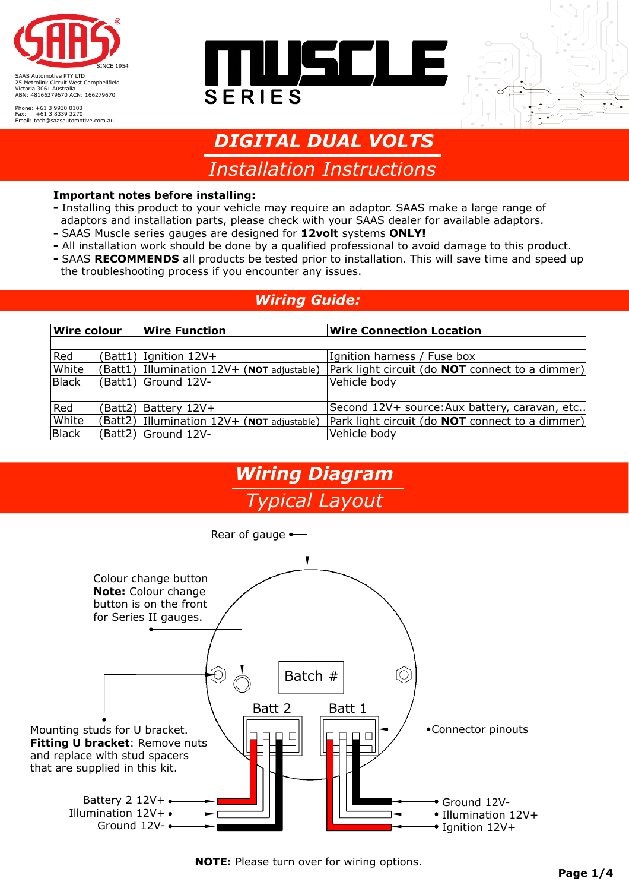SAAS® SINCE 1954

SAAS Automotive PTY LTD
25 Metrolink Circuit West Campbellfield
Victoria 3061 Australia
ABN: 48166279670 ACN: 166279670

Phone: +61 3 9930 0100
Fax: +61 3 8339 2270
Email: tech@saasautomotive.com.au

MUSCLE SERIES

# DIGITAL DUAL VOLTS

## Installation Instructions

**Important notes before installing:**

- Installing this product to your vehicle may require an adaptor. SAAS make a large range of adaptors and installation parts, please check with your SAAS dealer for available adaptors.
- SAAS Muscle series gauges are designed for **12volt** systems **ONLY!**
- All installation work should be done by a qualified professional to avoid damage to this product.
- SAAS **RECOMMENDS** all products be tested prior to installation. This will save time and speed up the troubleshooting process if you encounter any issues.

## Wiring Guide:

| Wire colour | Wire Function | Wire Connection Location |
|---|---|---|
| | | |
| Red (Batt1) | Ignition 12V+ | Ignition harness / Fuse box |
| White (Batt1) | Illumination 12V+ (**NOT** adjustable) | Park light circuit (do **NOT** connect to a dimmer) |
| Black (Batt1) | Ground 12V- | Vehicle body |
| | | |
| Red (Batt2) | Battery 12V+ | Second 12V+ source:Aux battery, caravan, etc.. |
| White (Batt2) | Illumination 12V+ (**NOT** adjustable) | Park light circuit (do **NOT** connect to a dimmer) |
| Black (Batt2) | Ground 12V- | Vehicle body |

## Wiring Diagram

### Typical Layout

Rear of gauge

Colour change button
**Note:** Colour change button is on the front for Series II gauges.

Batch #

Batt 2

Batt 1

Connector pinouts

Mounting studs for U bracket.
**Fitting U bracket**: Remove nuts and replace with stud spacers that are supplied in this kit.

Battery 2 12V+
Illumination 12V+
Ground 12V-

Ground 12V-
Illumination 12V+
Ignition 12V+

**NOTE:** Please turn over for wiring options.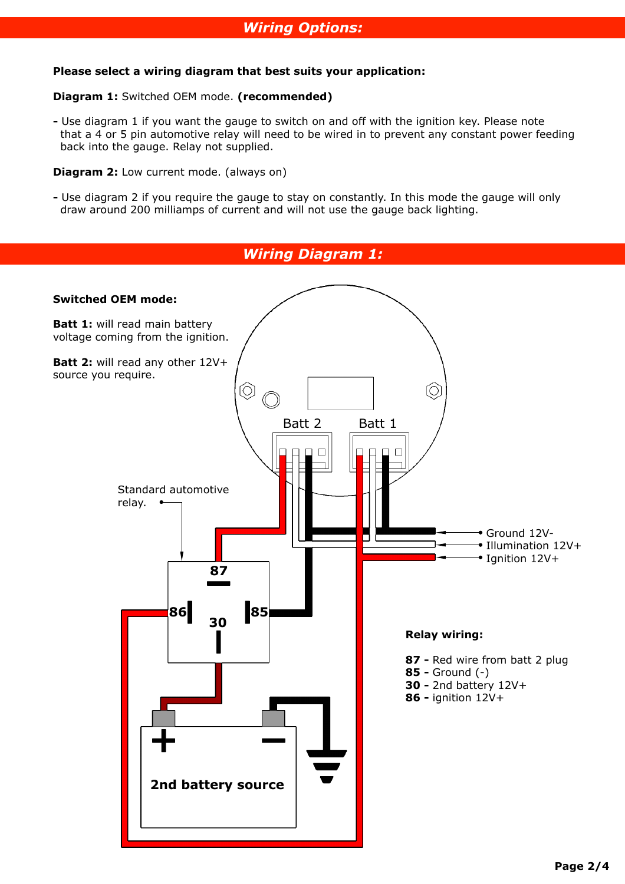## Wiring Options:

**Please select a wiring diagram that best suits your application:**

**Diagram 1:** Switched OEM mode. **(recommended)**

- Use diagram 1 if you want the gauge to switch on and off with the ignition key. Please note that a 4 or 5 pin automotive relay will need to be wired in to prevent any constant power feeding back into the gauge. Relay not supplied.

**Diagram 2:** Low current mode. (always on)

- Use diagram 2 if you require the gauge to stay on constantly. In this mode the gauge will only draw around 200 milliamps of current and will not use the gauge back lighting.

## Wiring Diagram 1:

**Switched OEM mode:**

**Batt 1:** will read main battery voltage coming from the ignition.

**Batt 2:** will read any other 12V+ source you require.

Batt 2 Batt 1

Standard automotive relay.

Ground 12V-
Illumination 12V+
Ignition 12V+

87 86 30 85

2nd battery source

**Relay wiring:**

**87 -** Red wire from batt 2 plug
**85 -** Ground (-)
**30 -** 2nd battery 12V+
**86 -** ignition 12V+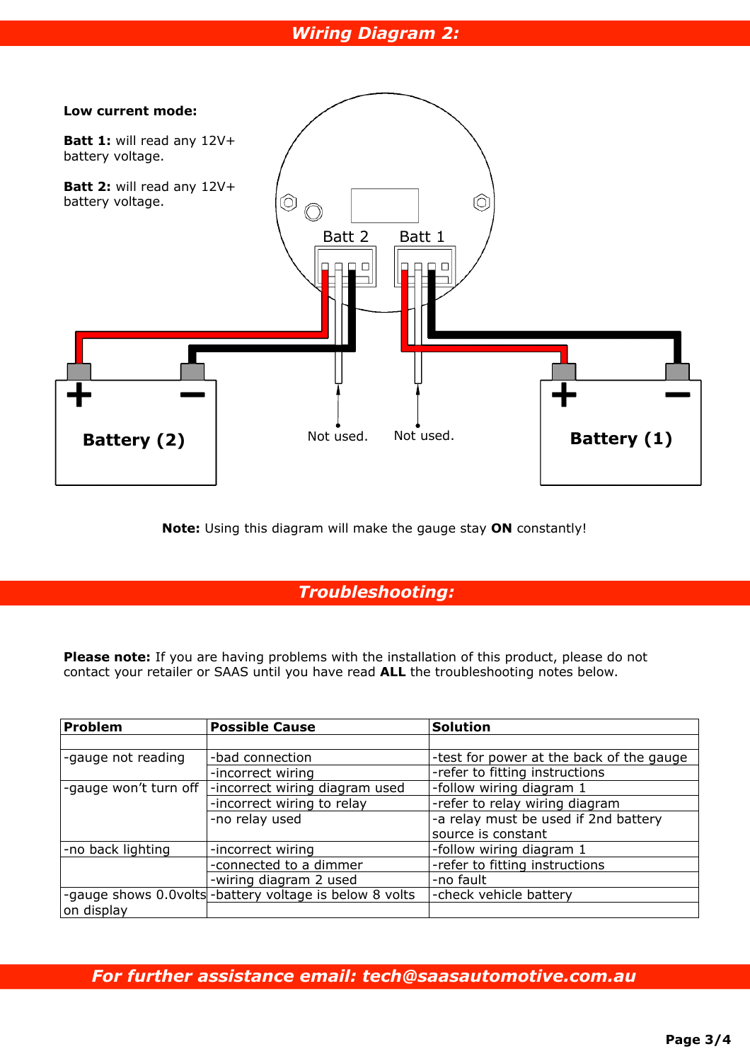## Wiring Diagram 2:

**Low current mode:**

**Batt 1:** will read any 12V+ battery voltage.

**Batt 2:** will read any 12V+ battery voltage.

Batt 2 Batt 1

Battery (2) Not used. Not used. Battery (1)

**Note:** Using this diagram will make the gauge stay **ON** constantly!

## Troubleshooting:

**Please note:** If you are having problems with the installation of this product, please do not contact your retailer or SAAS until you have read **ALL** the troubleshooting notes below.

| **Problem** | **Possible Cause** | **Solution** |
|---|---|---|
| | | |
| -gauge not reading | -bad connection | -test for power at the back of the gauge |
| | -incorrect wiring | -refer to fitting instructions |
| -gauge won't turn off | -incorrect wiring diagram used | -follow wiring diagram 1 |
| | -incorrect wiring to relay | -refer to relay wiring diagram |
| | -no relay used | -a relay must be used if 2nd battery source is constant |
| -no back lighting | -incorrect wiring | -follow wiring diagram 1 |
| | -connected to a dimmer | -refer to fitting instructions |
| | -wiring diagram 2 used | -no fault |
| -gauge shows 0.0volts on display | -battery voltage is below 8 volts | -check vehicle battery |

***For further assistance email: tech@saasautomotive.com.au***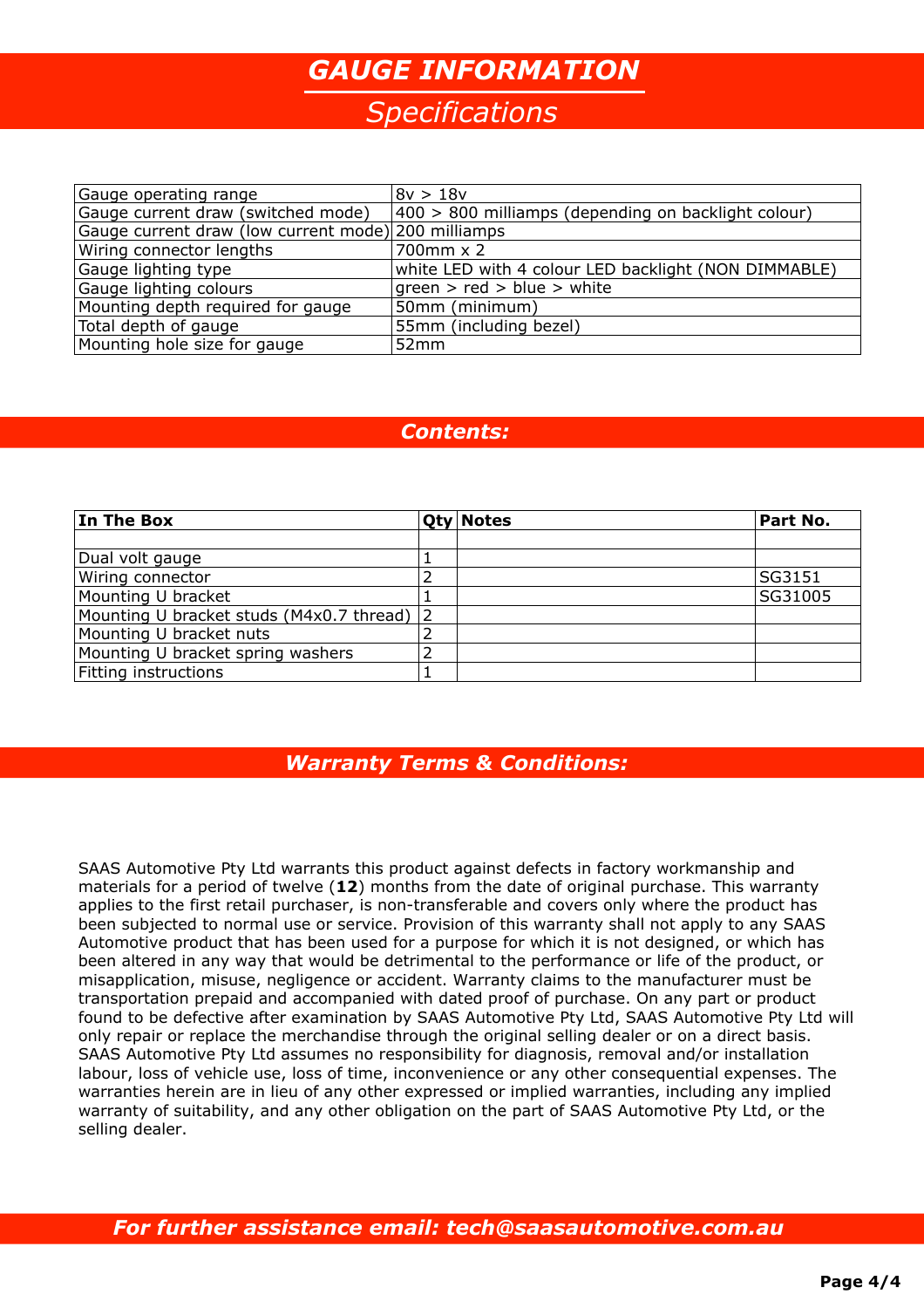# GAUGE INFORMATION

## Specifications

| | |
|---|---|
| Gauge operating range | 8v > 18v |
| Gauge current draw (switched mode) | 400 > 800 milliamps (depending on backlight colour) |
| Gauge current draw (low current mode) | 200 milliamps |
| Wiring connector lengths | 700mm x 2 |
| Gauge lighting type | white LED with 4 colour LED backlight (NON DIMMABLE) |
| Gauge lighting colours | green > red > blue > white |
| Mounting depth required for gauge | 50mm (minimum) |
| Total depth of gauge | 55mm (including bezel) |
| Mounting hole size for gauge | 52mm |

## Contents:

| In The Box | Qty | Notes | Part No. |
|---|---|---|---|
| | | | |
| Dual volt gauge | 1 | | |
| Wiring connector | 2 | | SG3151 |
| Mounting U bracket | 1 | | SG31005 |
| Mounting U bracket studs (M4x0.7 thread) | 2 | | |
| Mounting U bracket nuts | 2 | | |
| Mounting U bracket spring washers | 2 | | |
| Fitting instructions | 1 | | |

## Warranty Terms & Conditions:

SAAS Automotive Pty Ltd warrants this product against defects in factory workmanship and materials for a period of twelve (**12**) months from the date of original purchase. This warranty applies to the first retail purchaser, is non-transferable and covers only where the product has been subjected to normal use or service. Provision of this warranty shall not apply to any SAAS Automotive product that has been used for a purpose for which it is not designed, or which has been altered in any way that would be detrimental to the performance or life of the product, or misapplication, misuse, negligence or accident. Warranty claims to the manufacturer must be transportation prepaid and accompanied with dated proof of purchase. On any part or product found to be defective after examination by SAAS Automotive Pty Ltd, SAAS Automotive Pty Ltd will only repair or replace the merchandise through the original selling dealer or on a direct basis. SAAS Automotive Pty Ltd assumes no responsibility for diagnosis, removal and/or installation labour, loss of vehicle use, loss of time, inconvenience or any other consequential expenses. The warranties herein are in lieu of any other expressed or implied warranties, including any implied warranty of suitability, and any other obligation on the part of SAAS Automotive Pty Ltd, or the selling dealer.

**For further assistance email: tech@saasautomotive.com.au**